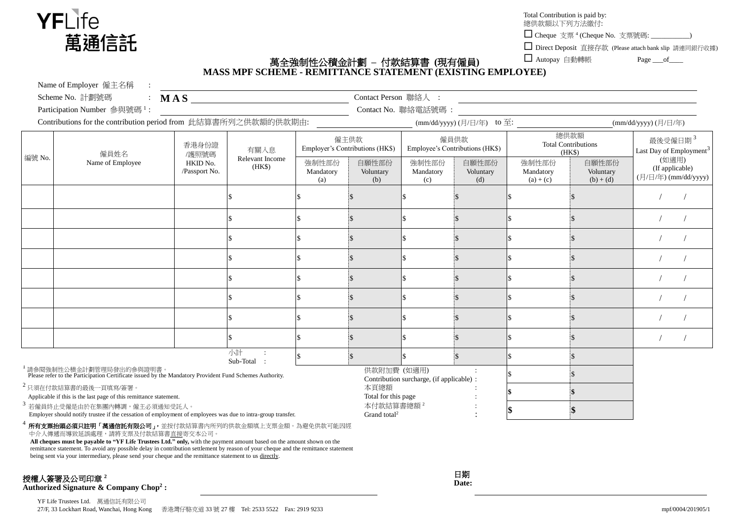YFLife
萬通信託

Total Contribution is paid by:
總供款額以下列方法繳付:

☐ Cheque 支票 [4] (Cheque No. 支票號碼: __________)

☐ Direct Deposit 直接存款 (Please attach bank slip 請連同銀行收據)

☐ Autopay 自動轉帳

# 萬全強制性公積金計劃 – 付款結算書 (現有僱員)
# MASS MPF SCHEME - REMITTANCE STATEMENT (EXISTING EMPLOYEE)

Name of Employer 僱主名稱 : ____________________

Scheme No. 計劃號碼 : **M A S** ____________________ Contact Person 聯絡人 : ____________________

Participation Number 參與號碼 [1] : ____________________ Contact No. 聯絡電話號碼 : ____________________

Contributions for the contribution period from 此結算書所列之供款額的供款期由: __________ (mm/dd/yyyy) (月/日/年) to 至: __________ (mm/dd/yyyy) (月/日/年)

| 編號 No. | 僱員姓名 Name of Employee | 香港身份證/護照號碼 HKID No. /Passport No. | 有關入息 Relevant Income (HK$) | 僱主供款 Employer's Contributions (HK$) | | 僱員供款 Employee's Contributions (HK$) | | 總供款額 Total Contributions (HK$) | | 最後受僱日期 [3] Last Day of Employment [3] (如適用) (If applicable) (月/日/年) (mm/dd/yyyy) |
|---|---|---|---|---|---|---|---|---|---|---|
| | | | | 強制性部份 Mandatory (a) | 自願性部份 Voluntary (b) | 強制性部份 Mandatory (c) | 自願性部份 Voluntary (d) | 強制性部份 Mandatory (a) + (c) | 自願性部份 Voluntary (b) + (d) | |
| | | | $ | $ | $ | $ | $ | $ | $ | / / |
| | | | $ | $ | $ | $ | $ | $ | $ | / / |
| | | | $ | $ | $ | $ | $ | $ | $ | / / |
| | | | $ | $ | $ | $ | $ | $ | $ | / / |
| | | | $ | $ | $ | $ | $ | $ | $ | / / |
| | | | $ | $ | $ | $ | $ | $ | $ | / / |
| | | | $ | $ | $ | $ | $ | $ | $ | / / |
| | | | $ | $ | $ | $ | $ | $ | $ | / / |
| | | | 小計 Sub-Total : | $ | $ | $ | $ | $ | $ | |
| | | | | | | 供款附加費 (如適用) Contribution surcharge, (if applicable) : | | $ | $ | |
| | | | | | | 本頁總額 Total for this page : | | **$** | **$** | |
| | | | | | | 本付款結算書總額 [2] Grand total [2] : | | **$** | **$** | |

[1] 請參閱強制性公積金計劃管理局發出的參與證明書。
Please refer to the Participation Certificate issued by the Mandatory Provident Fund Schemes Authority.

[2] 只須在付款結算書的最後一頁填寫/簽署。
Applicable if this is the last page of this remittance statement.

[3] 若僱員終止受僱是由於在集團內轉調，僱主必須通知受託人。
Employer should notify trustee if the cessation of employment of employees was due to intra-group transfer.

[4] **所有支票抬頭必須只註明「萬通信託有限公司」，**並按付款結算書內所列的供款金額填上支票金額。為避免供款可能因經中介人傳遞而導致延誤處理，請將支票及付款結算書直接寄交本公司。
**All cheques must be payable to "YF Life Trustees Ltd." only,** with the payment amount based on the amount shown on the remittance statement. To avoid any possible delay in contribution settlement by reason of your cheque and the remittance statement being sent via your intermediary, please send your cheque and the remittance statement to us directly.

**授權人簽署及公司印章 [2]**
**Authorized Signature & Company Chop [2] :** ____________________

**日期**
**Date:** ____________________

YF Life Trustees Ltd. 萬通信託有限公司
27/F, 33 Lockhart Road, Wanchai, Hong Kong 香港灣仔駱克道 33 號 27 樓 Tel: 2533 5522 Fax: 2919 9233

mpf/0004/201905/1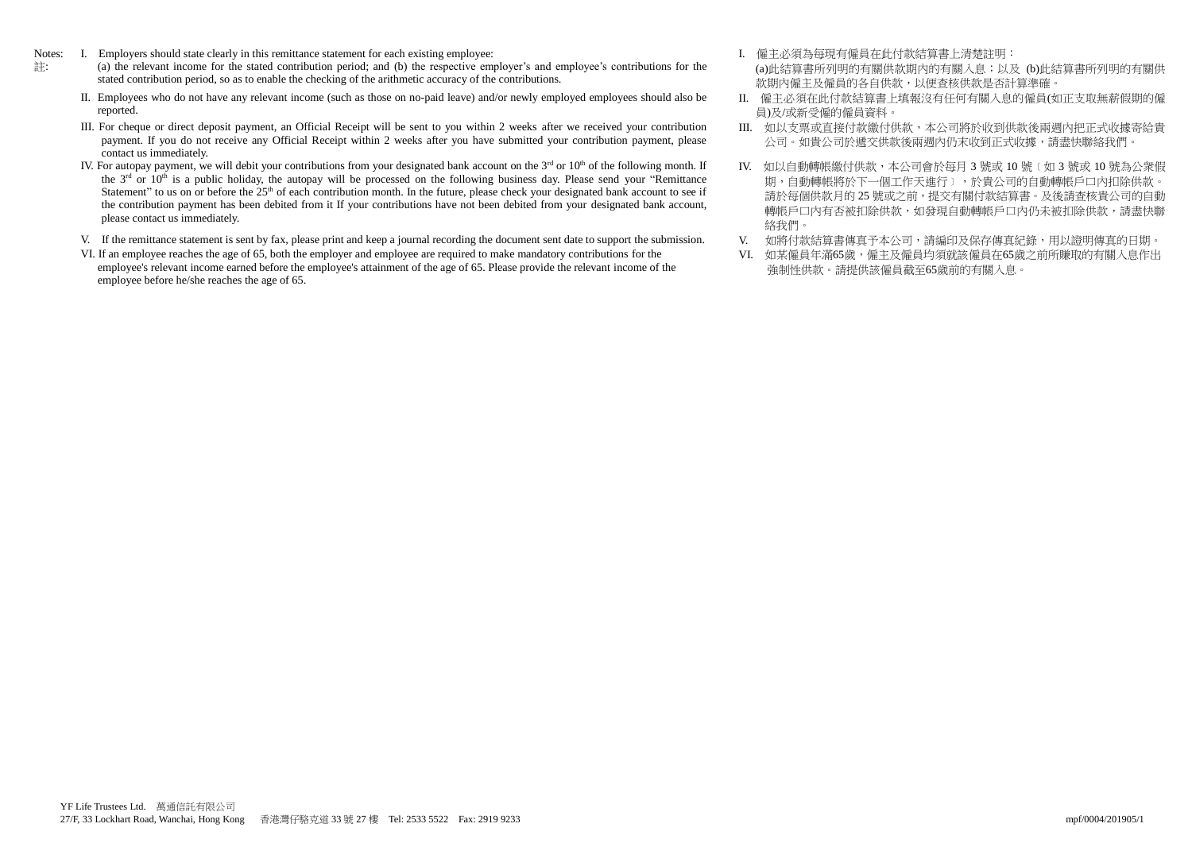Notes:
註:

I. Employers should state clearly in this remittance statement for each existing employee:
(a) the relevant income for the stated contribution period; and (b) the respective employer's and employee's contributions for the stated contribution period, so as to enable the checking of the arithmetic accuracy of the contributions.

II. Employees who do not have any relevant income (such as those on no-paid leave) and/or newly employed employees should also be reported.

III. For cheque or direct deposit payment, an Official Receipt will be sent to you within 2 weeks after we received your contribution payment. If you do not receive any Official Receipt within 2 weeks after you have submitted your contribution payment, please contact us immediately.

IV. For autopay payment, we will debit your contributions from your designated bank account on the 3rd or 10th of the following month. If the 3rd or 10th is a public holiday, the autopay will be processed on the following business day. Please send your "Remittance Statement" to us on or before the 25th of each contribution month. In the future, please check your designated bank account to see if the contribution payment has been debited from it If your contributions have not been debited from your designated bank account, please contact us immediately.

V. If the remittance statement is sent by fax, please print and keep a journal recording the document sent date to support the submission.

VI. If an employee reaches the age of 65, both the employer and employee are required to make mandatory contributions for the employee's relevant income earned before the employee's attainment of the age of 65. Please provide the relevant income of the employee before he/she reaches the age of 65.

I. 僱主必須為每現有僱員在此付款結算書上清楚註明：
(a)此結算書所列明的有關供款期內的有關入息；以及 (b)此結算書所列明的有關供款期內僱主及僱員的各自供款，以便查核供款是否計算準確。

II. 僱主必須在此付款結算書上填報沒有任何有關入息的僱員(如正支取無薪假期的僱員)及/或新受僱的僱員資料。

III. 如以支票或直接付款繳付供款，本公司將於收到供款後兩週內把正式收據寄給貴公司。如貴公司於遞交供款後兩週內仍未收到正式收據，請盡快聯絡我們。

IV. 如以自動轉帳繳付供款，本公司會於每月 3 號或 10 號﹝如 3 號或 10 號為公衆假期，自動轉帳將於下一個工作天進行﹞，於貴公司的自動轉帳戶口內扣除供款。請於每個供款月的 25 號或之前，提交有關付款結算書。及後請查核貴公司的自動轉帳戶口內有否被扣除供款，如發現自動轉帳戶口內仍未被扣除供款，請盡快聯絡我們。

V. 如將付款結算書傳真予本公司，請編印及保存傳真紀錄，用以證明傳真的日期。

VI. 如某僱員年滿65歲，僱主及僱員均須就該僱員在65歲之前所賺取的有關入息作出強制性供款。請提供該僱員截至65歲前的有關入息。

YF Life Trustees Ltd. 萬通信託有限公司
27/F, 33 Lockhart Road, Wanchai, Hong Kong 香港灣仔駱克道 33 號 27 樓 Tel: 2533 5522 Fax: 2919 9233

mpf/0004/201905/1